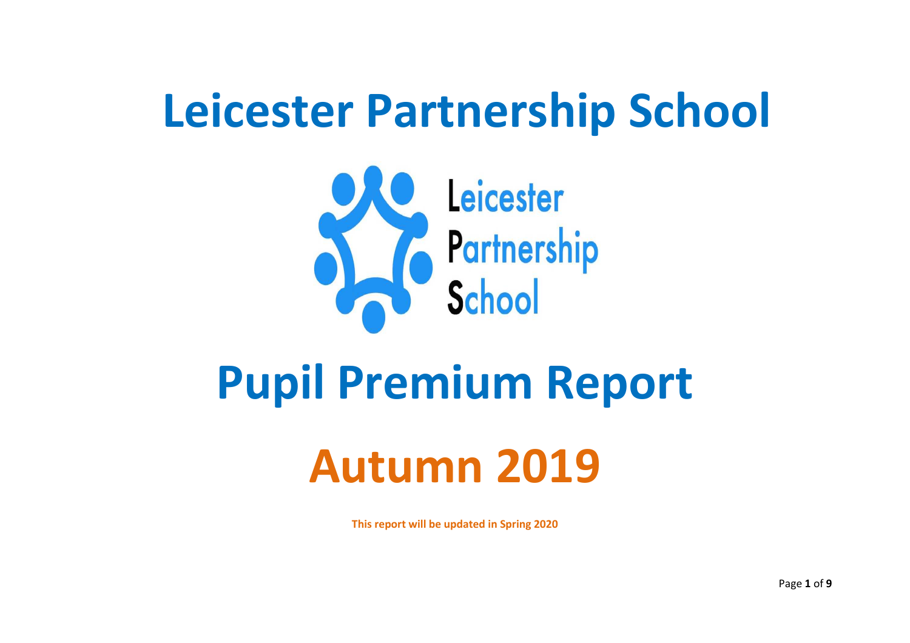# Leicester Partnership School

# Pupil Premium Report

# Autumn 2019

**This report will be updated in Spring 2020**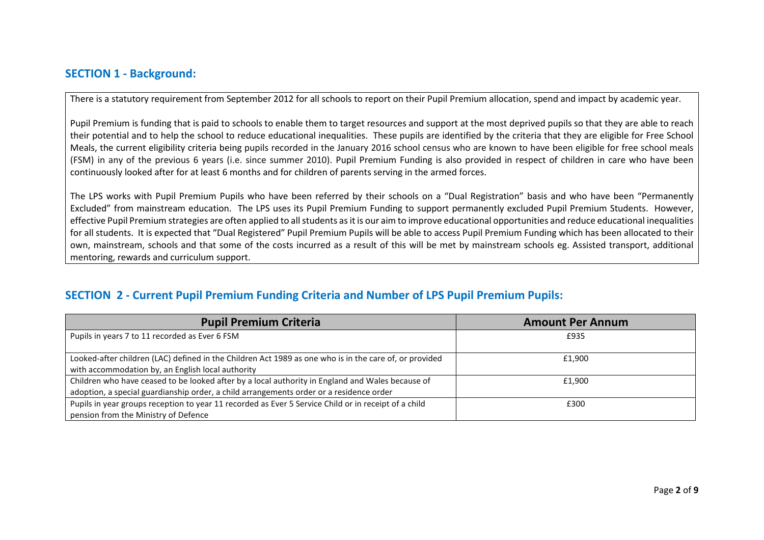## SECTION 1 - Background:

There is a statutory requirement from September 2012 for all schools to report on their Pupil Premium allocation, spend and impact by academic year.

Pupil Premium is funding that is paid to schools to enable them to target resources and support at the most deprived pupils so that they are able to reach their potential and to help the school to reduce educational inequalities. These pupils are identified by the criteria that they are eligible for Free School Meals, the current eligibility criteria being pupils recorded in the January 2016 school census who are known to have been eligible for free school meals (FSM) in any of the previous 6 years (i.e. since summer 2010). Pupil Premium Funding is also provided in respect of children in care who have been continuously looked after for at least 6 months and for children of parents serving in the armed forces.

The LPS works with Pupil Premium Pupils who have been referred by their schools on a "Dual Registration" basis and who have been "Permanently Excluded" from mainstream education. The LPS uses its Pupil Premium Funding to support permanently excluded Pupil Premium Students. However, effective Pupil Premium strategies are often applied to all students as it is our aim to improve educational opportunities and reduce educational inequalities for all students. It is expected that "Dual Registered" Pupil Premium Pupils will be able to access Pupil Premium Funding which has been allocated to their own, mainstream, schools and that some of the costs incurred as a result of this will be met by mainstream schools eg. Assisted transport, additional mentoring, rewards and curriculum support.

## SECTION 2 - Current Pupil Premium Funding Criteria and Number of LPS Pupil Premium Pupils:

| Pupil Premium Criteria | Amount Per Annum |
|---|---|
| Pupils in years 7 to 11 recorded as Ever 6 FSM | £935 |
| Looked-after children (LAC) defined in the Children Act 1989 as one who is in the care of, or provided with accommodation by, an English local authority | £1,900 |
| Children who have ceased to be looked after by a local authority in England and Wales because of adoption, a special guardianship order, a child arrangements order or a residence order | £1,900 |
| Pupils in year groups reception to year 11 recorded as Ever 5 Service Child or in receipt of a child pension from the Ministry of Defence | £300 |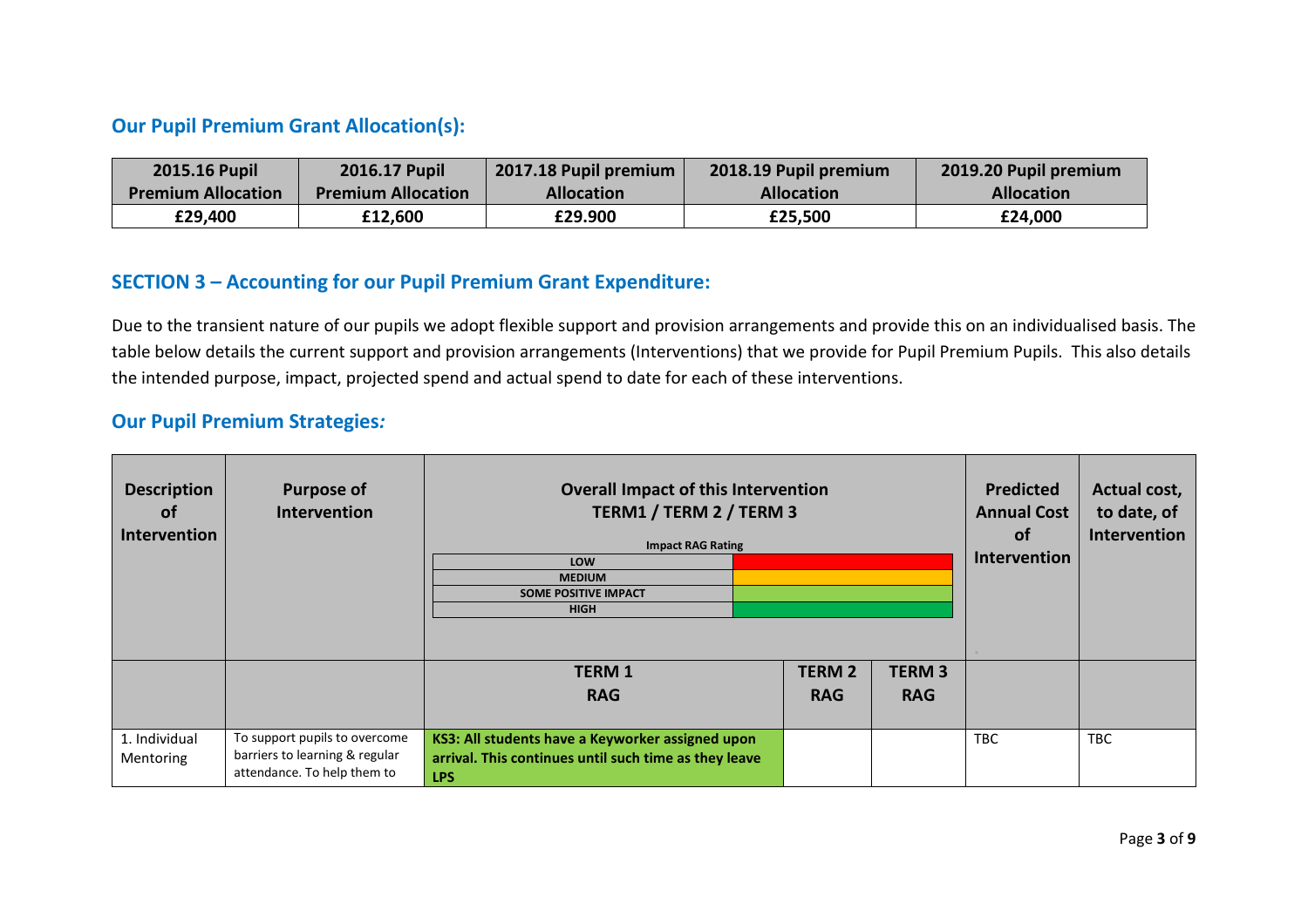## Our Pupil Premium Grant Allocation(s):

| 2015.16 Pupil Premium Allocation | 2016.17 Pupil Premium Allocation | 2017.18 Pupil premium Allocation | 2018.19 Pupil premium Allocation | 2019.20 Pupil premium Allocation |
|---|---|---|---|---|
| £29,400 | £12,600 | £29.900 | £25,500 | £24,000 |

## SECTION 3 – Accounting for our Pupil Premium Grant Expenditure:

Due to the transient nature of our pupils we adopt flexible support and provision arrangements and provide this on an individualised basis. The table below details the current support and provision arrangements (Interventions) that we provide for Pupil Premium Pupils. This also details the intended purpose, impact, projected spend and actual spend to date for each of these interventions.

## Our Pupil Premium Strategies*:*

| Description of Intervention | Purpose of Intervention | Overall Impact of this Intervention TERM1 / TERM 2 / TERM 3<br><br>Impact RAG Rating<br>LOW (red)<br>MEDIUM (amber)<br>SOME POSITIVE IMPACT (light green)<br>HIGH (dark green) | | | Predicted Annual Cost of Intervention | Actual cost, to date, of Intervention |
|---|---|---|---|---|---|---|
| | | **TERM 1 RAG** | **TERM 2 RAG** | **TERM 3 RAG** | | |
| 1. Individual Mentoring | To support pupils to overcome barriers to learning & regular attendance. To help them to | **KS3: All students have a Keyworker assigned upon arrival. This continues until such time as they leave LPS** | | | TBC | TBC |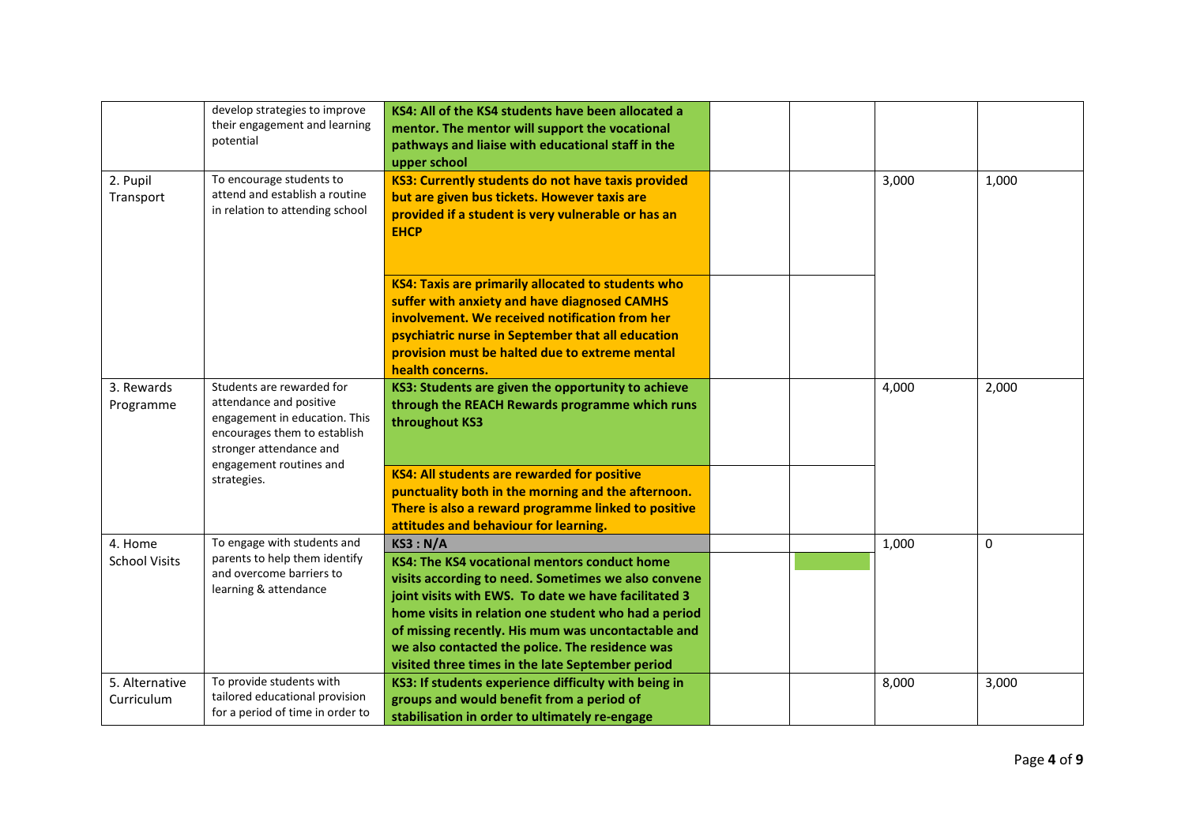| | develop strategies to improve their engagement and learning potential | **KS4: All of the KS4 students have been allocated a mentor. The mentor will support the vocational pathways and liaise with educational staff in the upper school** | | | | |
|---|---|---|---|---|---|---|
| 2. Pupil Transport | To encourage students to attend and establish a routine in relation to attending school | **KS3: Currently students do not have taxis provided but are given bus tickets. However taxis are provided if a student is very vulnerable or has an EHCP** | | | 3,000 | 1,000 |
| | | **KS4: Taxis are primarily allocated to students who suffer with anxiety and have diagnosed CAMHS involvement. We received notification from her psychiatric nurse in September that all education provision must be halted due to extreme mental health concerns.** | | | | |
| 3. Rewards Programme | Students are rewarded for attendance and positive engagement in education. This encourages them to establish stronger attendance and engagement routines and strategies. | **KS3: Students are given the opportunity to achieve through the REACH Rewards programme which runs throughout KS3** | | | 4,000 | 2,000 |
| | | **KS4: All students are rewarded for positive punctuality both in the morning and the afternoon. There is also a reward programme linked to positive attitudes and behaviour for learning.** | | | | |
| 4. Home School Visits | To engage with students and parents to help them identify and overcome barriers to learning & attendance | **KS3 : N/A** | | | 1,000 | 0 |
| | | **KS4: The KS4 vocational mentors conduct home visits according to need. Sometimes we also convene joint visits with EWS. To date we have facilitated 3 home visits in relation one student who had a period of missing recently. His mum was uncontactable and we also contacted the police. The residence was visited three times in the late September period** | | | | |
| 5. Alternative Curriculum | To provide students with tailored educational provision for a period of time in order to | **KS3: If students experience difficulty with being in groups and would benefit from a period of stabilisation in order to ultimately re-engage** | | | 8,000 | 3,000 |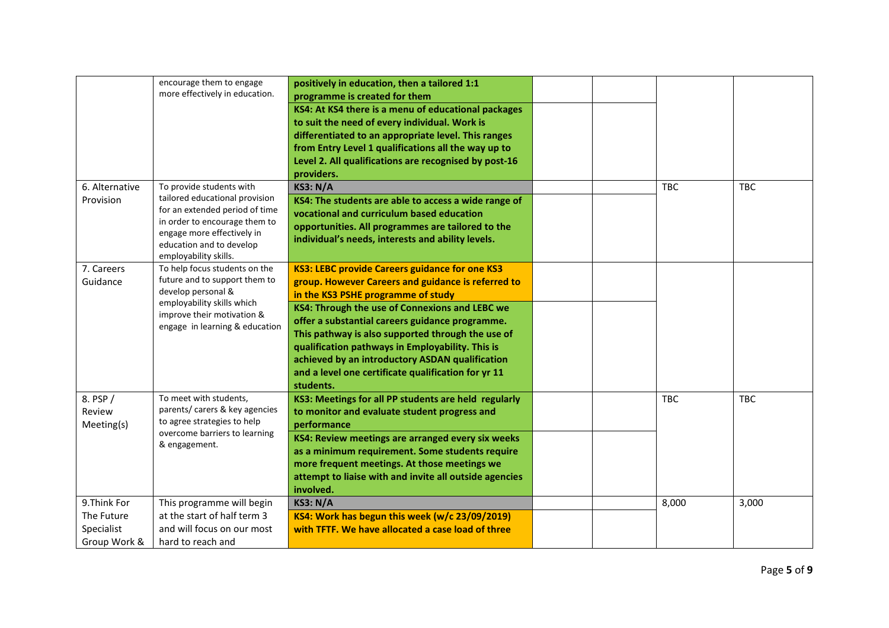| | | | | | | |
|---|---|---|---|---|---|---|
| | encourage them to engage more effectively in education. | **positively in education, then a tailored 1:1 programme is created for them** | | | | |
| | | **KS4: At KS4 there is a menu of educational packages to suit the need of every individual. Work is differentiated to an appropriate level. This ranges from Entry Level 1 qualifications all the way up to Level 2. All qualifications are recognised by post-16 providers.** | | | | |
| 6. Alternative Provision | To provide students with tailored educational provision for an extended period of time in order to encourage them to engage more effectively in education and to develop employability skills. | **KS3: N/A** | | | TBC | TBC |
| | | **KS4: The students are able to access a wide range of vocational and curriculum based education opportunities. All programmes are tailored to the individual's needs, interests and ability levels.** | | | | |
| 7. Careers Guidance | To help focus students on the future and to support them to develop personal & employability skills which improve their motivation & engage in learning & education | **KS3: LEBC provide Careers guidance for one KS3 group. However Careers and guidance is referred to in the KS3 PSHE programme of study** | | | | |
| | | **KS4: Through the use of Connexions and LEBC we offer a substantial careers guidance programme. This pathway is also supported through the use of qualification pathways in Employability. This is achieved by an introductory ASDAN qualification and a level one certificate qualification for yr 11 students.** | | | | |
| 8. PSP / Review Meeting(s) | To meet with students, parents/ carers & key agencies to agree strategies to help overcome barriers to learning & engagement. | **KS3: Meetings for all PP students are held regularly to monitor and evaluate student progress and performance** | | | TBC | TBC |
| | | **KS4: Review meetings are arranged every six weeks as a minimum requirement. Some students require more frequent meetings. At those meetings we attempt to liaise with and invite all outside agencies involved.** | | | | |
| 9.Think For The Future Specialist Group Work & | This programme will begin at the start of half term 3 and will focus on our most hard to reach and | **KS3: N/A** | | | 8,000 | 3,000 |
| | | **KS4: Work has begun this week (w/c 23/09/2019) with TFTF. We have allocated a case load of three** | | | | |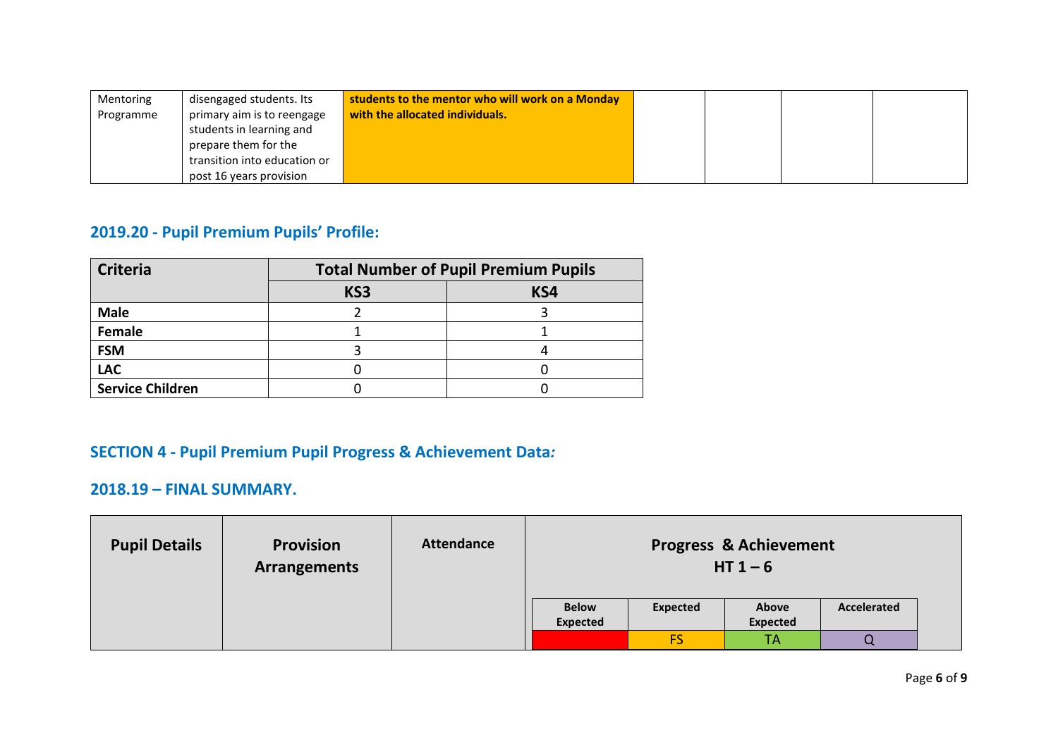| Mentoring Programme | disengaged students. Its primary aim is to reengage students in learning and prepare them for the transition into education or post 16 years provision | **students to the mentor who will work on a Monday with the allocated individuals.** | | | | |
|---|---|---|---|---|---|---|

## 2019.20 - Pupil Premium Pupils' Profile:

| Criteria | Total Number of Pupil Premium Pupils | |
|---|---|---|
| | KS3 | KS4 |
| **Male** | 2 | 3 |
| **Female** | 1 | 1 |
| **FSM** | 3 | 4 |
| **LAC** | 0 | 0 |
| **Service Children** | 0 | 0 |

## SECTION 4 - Pupil Premium Pupil Progress & Achievement Data*:*

## 2018.19 – FINAL SUMMARY.

| Pupil Details | Provision Arrangements | Attendance | Progress & Achievement HT 1 – 6 | | | |
|---|---|---|---|---|---|---|
| | | | Below Expected | Expected | Above Expected | Accelerated |
| | | | | FS | TA | Q |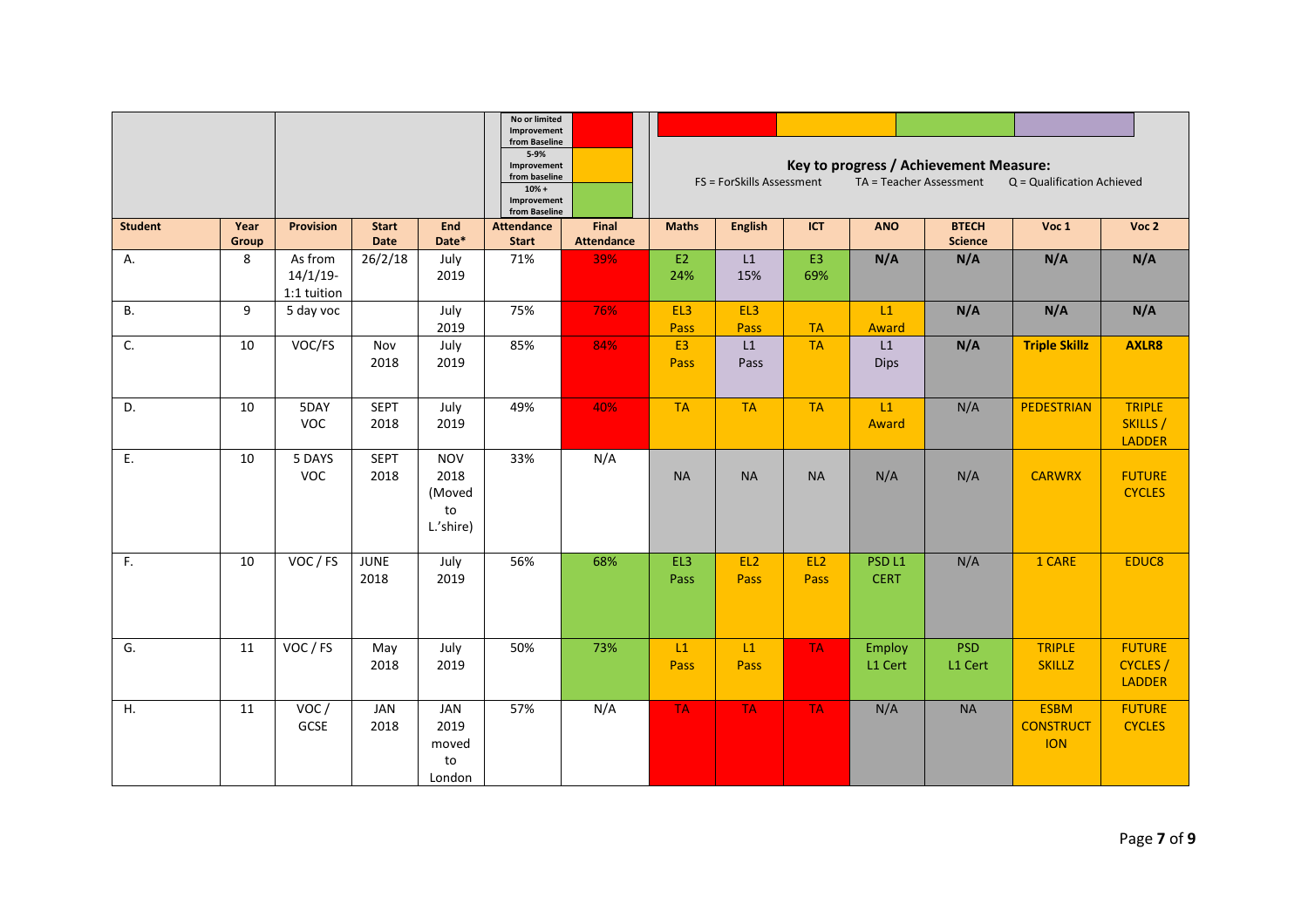| | | | | | No or limited Improvement from Baseline / 5-9% Improvement from baseline / 10% + Improvement from Baseline | | Key to progress / Achievement Measure: FS = ForSkills Assessment TA = Teacher Assessment Q = Qualification Achieved | | | | | | |
|---|---|---|---|---|---|---|---|---|---|---|---|---|---|
| **Student** | **Year Group** | **Provision** | **Start Date** | **End Date*** | **Attendance Start** | **Final Attendance** | **Maths** | **English** | **ICT** | **ANO** | **BTECH Science** | **Voc 1** | **Voc 2** |
| A. | 8 | As from 14/1/19- 1:1 tuition | 26/2/18 | July 2019 | 71% | 39% | E2 24% | L1 15% | E3 69% | **N/A** | **N/A** | **N/A** | **N/A** |
| B. | 9 | 5 day voc | | July 2019 | 75% | 76% | EL3 Pass | EL3 Pass | TA | L1 Award | **N/A** | **N/A** | **N/A** |
| C. | 10 | VOC/FS | Nov 2018 | July 2019 | 85% | 84% | E3 Pass | L1 Pass | TA | L1 Dips | **N/A** | **Triple Skillz** | **AXLR8** |
| D. | 10 | 5DAY VOC | SEPT 2018 | July 2019 | 49% | 40% | TA | TA | TA | L1 Award | N/A | PEDESTRIAN | TRIPLE SKILLS / LADDER |
| E. | 10 | 5 DAYS VOC | SEPT 2018 | NOV 2018 (Moved to L.'shire) | 33% | N/A | NA | NA | NA | N/A | N/A | CARWRX | FUTURE CYCLES |
| F. | 10 | VOC / FS | JUNE 2018 | July 2019 | 56% | 68% | EL3 Pass | EL2 Pass | EL2 Pass | PSD L1 CERT | N/A | 1 CARE | EDUC8 |
| G. | 11 | VOC / FS | May 2018 | July 2019 | 50% | 73% | L1 Pass | L1 Pass | TA | Employ L1 Cert | PSD L1 Cert | TRIPLE SKILLZ | FUTURE CYCLES / LADDER |
| H. | 11 | VOC / GCSE | JAN 2018 | JAN 2019 moved to London | 57% | N/A | TA | TA | TA | N/A | NA | ESBM CONSTRUCTION | FUTURE CYCLES |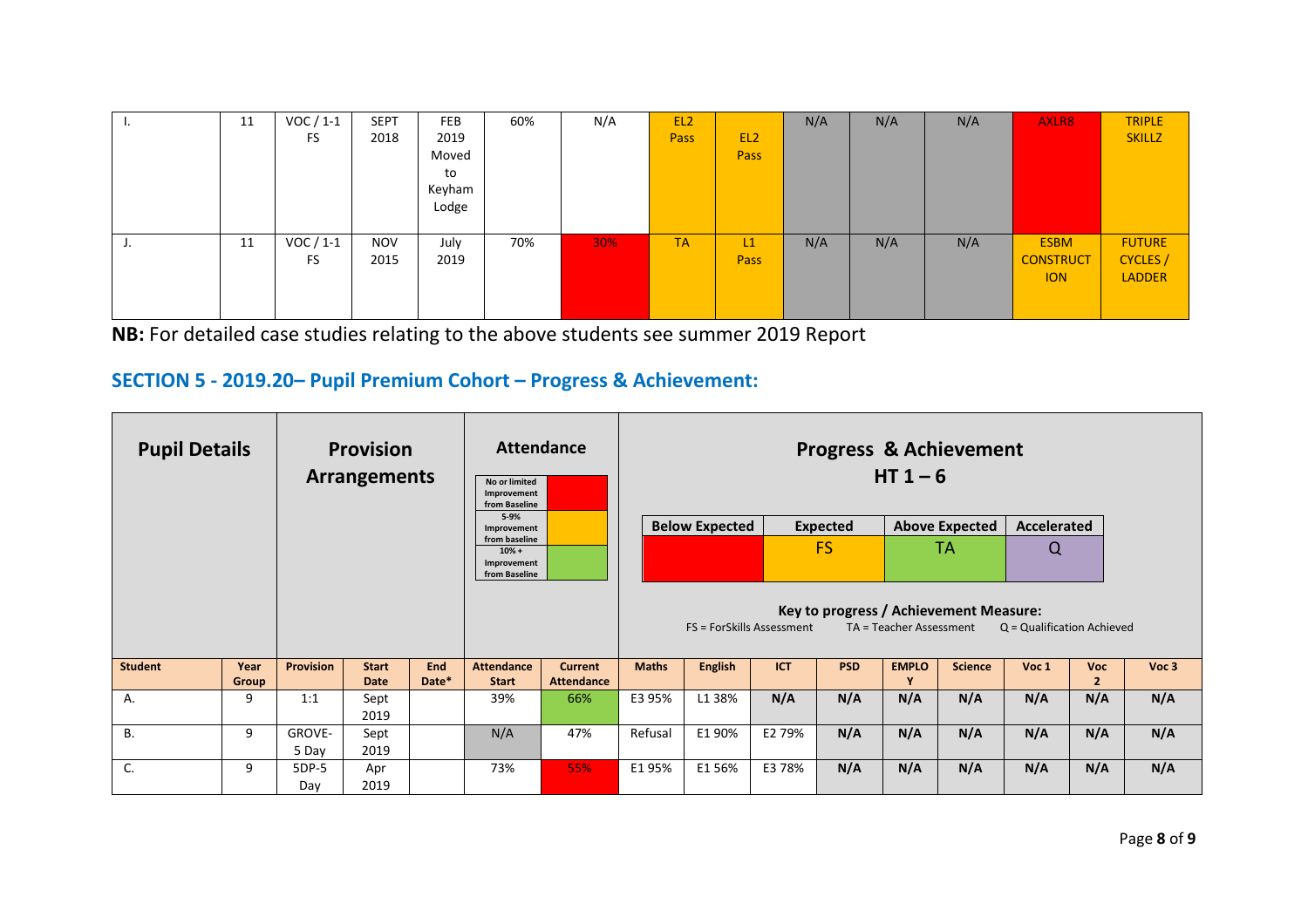| I. | 11 | VOC / 1-1 FS | SEPT 2018 | FEB 2019 Moved to Keyham Lodge | 60% | N/A | EL2 Pass | EL2 Pass | N/A | N/A | N/A | AXLR8 | TRIPLE SKILLZ |
|---|---|---|---|---|---|---|---|---|---|---|---|---|---|
| J. | 11 | VOC / 1-1 FS | NOV 2015 | July 2019 | 70% | 30% | TA | L1 Pass | N/A | N/A | N/A | ESBM CONSTRUCTION | FUTURE CYCLES / LADDER |

**NB:** For detailed case studies relating to the above students see summer 2019 Report

## SECTION 5 - 2019.20– Pupil Premium Cohort – Progress & Achievement:

Attendance key:

| No or limited Improvement from Baseline | 5-9% Improvement from baseline | 10% + Improvement from Baseline |
|---|---|---|
| (red) | (amber) | (green) |

Progress & Achievement HT 1 – 6

| Below Expected | Expected | Above Expected | Accelerated |
|---|---|---|---|
| | FS | TA | Q |

Key to progress / Achievement Measure:
FS = ForSkills Assessment TA = Teacher Assessment Q = Qualification Achieved

| Pupil Details | | Provision Arrangements | | | Attendance | | Progress & Achievement HT 1 – 6 | | | | | | | | |
|---|---|---|---|---|---|---|---|---|---|---|---|---|---|---|---|
| Student | Year Group | Provision | Start Date | End Date* | Attendance Start | Current Attendance | Maths | English | ICT | PSD | EMPLOY | Science | Voc 1 | Voc 2 | Voc 3 |
| A. | 9 | 1:1 | Sept 2019 | | 39% | 66% | E3 95% | L1 38% | N/A | N/A | N/A | N/A | N/A | N/A | N/A |
| B. | 9 | GROVE- 5 Day | Sept 2019 | | N/A | 47% | Refusal | E1 90% | E2 79% | N/A | N/A | N/A | N/A | N/A | N/A |
| C. | 9 | 5DP-5 Day | Apr 2019 | | 73% | 55% | E1 95% | E1 56% | E3 78% | N/A | N/A | N/A | N/A | N/A | N/A |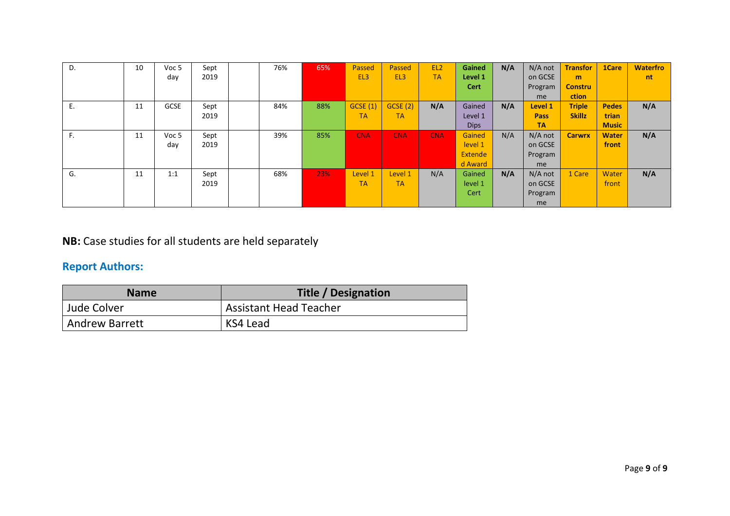| | | | | | | | | | | | | | | | | |
|---|---|---|---|---|---|---|---|---|---|---|---|---|---|---|---|---|
| D. | 10 | Voc 5 day | Sept 2019 | | 76% | 65% | Passed EL3 | Passed EL3 | EL2 TA | **Gained Level 1 Cert** | **N/A** | N/A not on GCSE Programme | **Transform Construction** | **1Care** | **Waterfront** |
| E. | 11 | GCSE | Sept 2019 | | 84% | 88% | GCSE (1) TA | GCSE (2) TA | **N/A** | Gained Level 1 Dips | **N/A** | **Level 1 Pass TA** | **Triple Skillz** | **Pedestrian Music** | **N/A** |
| F. | 11 | Voc 5 day | Sept 2019 | | 39% | 85% | CNA | CNA | CNA | Gained level 1 Extended Award | N/A | N/A not on GCSE Programme | **Carwrx** | **Water front** | **N/A** |
| G. | 11 | 1:1 | Sept 2019 | | 68% | 23% | Level 1 TA | Level 1 TA | N/A | Gained level 1 Cert | **N/A** | N/A not on GCSE Programme | 1 Care | Water front | **N/A** |

**NB:** Case studies for all students are held separately

## Report Authors:

| Name | Title / Designation |
|---|---|
| Jude Colver | Assistant Head Teacher |
| Andrew Barrett | KS4 Lead |